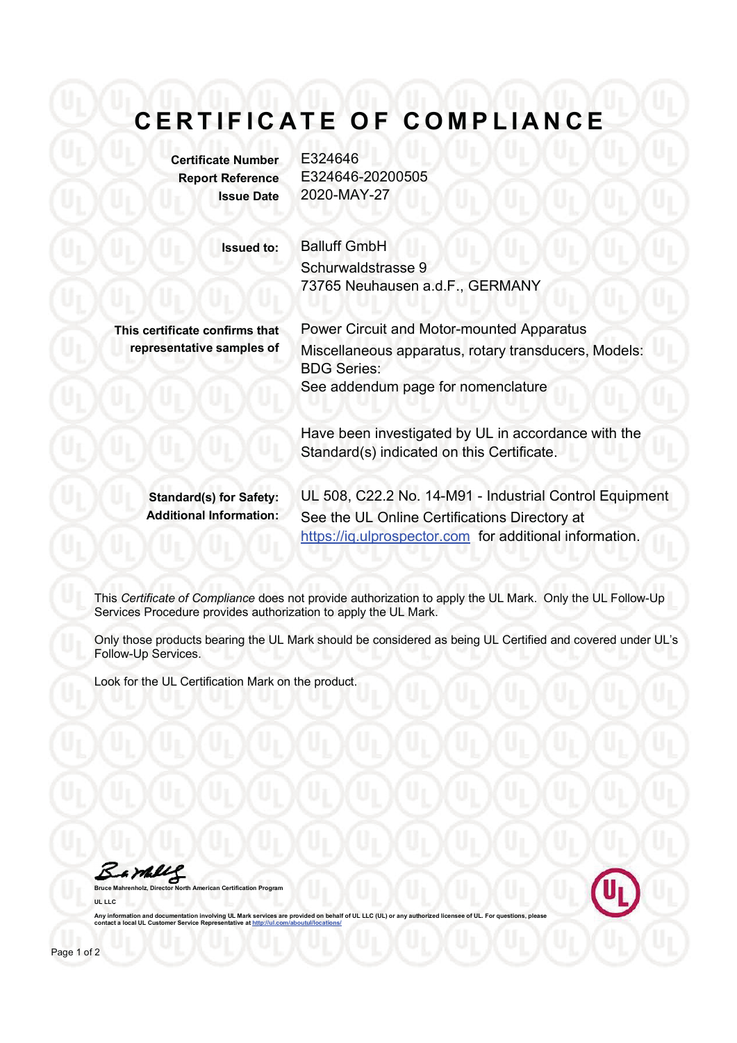# CERTIFICATE OF COMPLIANCE

**Certificate Number** E324646
**Report Reference** E324646-20200505
**Issue Date** 2020-MAY-27

**Issued to:** Balluff GmbH
Schurwaldstrasse 9
73765 Neuhausen a.d.F., GERMANY

**This certificate confirms that representative samples of** Power Circuit and Motor-mounted Apparatus
Miscellaneous apparatus, rotary transducers, Models: BDG Series:
See addendum page for nomenclature

Have been investigated by UL in accordance with the Standard(s) indicated on this Certificate.

**Standard(s) for Safety:** UL 508, C22.2 No. 14-M91 - Industrial Control Equipment
**Additional Information:** See the UL Online Certifications Directory at https://iq.ulprospector.com for additional information.

This *Certificate of Compliance* does not provide authorization to apply the UL Mark. Only the UL Follow-Up Services Procedure provides authorization to apply the UL Mark.

Only those products bearing the UL Mark should be considered as being UL Certified and covered under UL's Follow-Up Services.

Look for the UL Certification Mark on the product.

Bruce Mahrenholz, Director North American Certification Program

UL LLC

Any information and documentation involving UL Mark services are provided on behalf of UL LLC (UL) or any authorized licensee of UL. For questions, please contact a local UL Customer Service Representative at http://ul.com/aboutul/locations/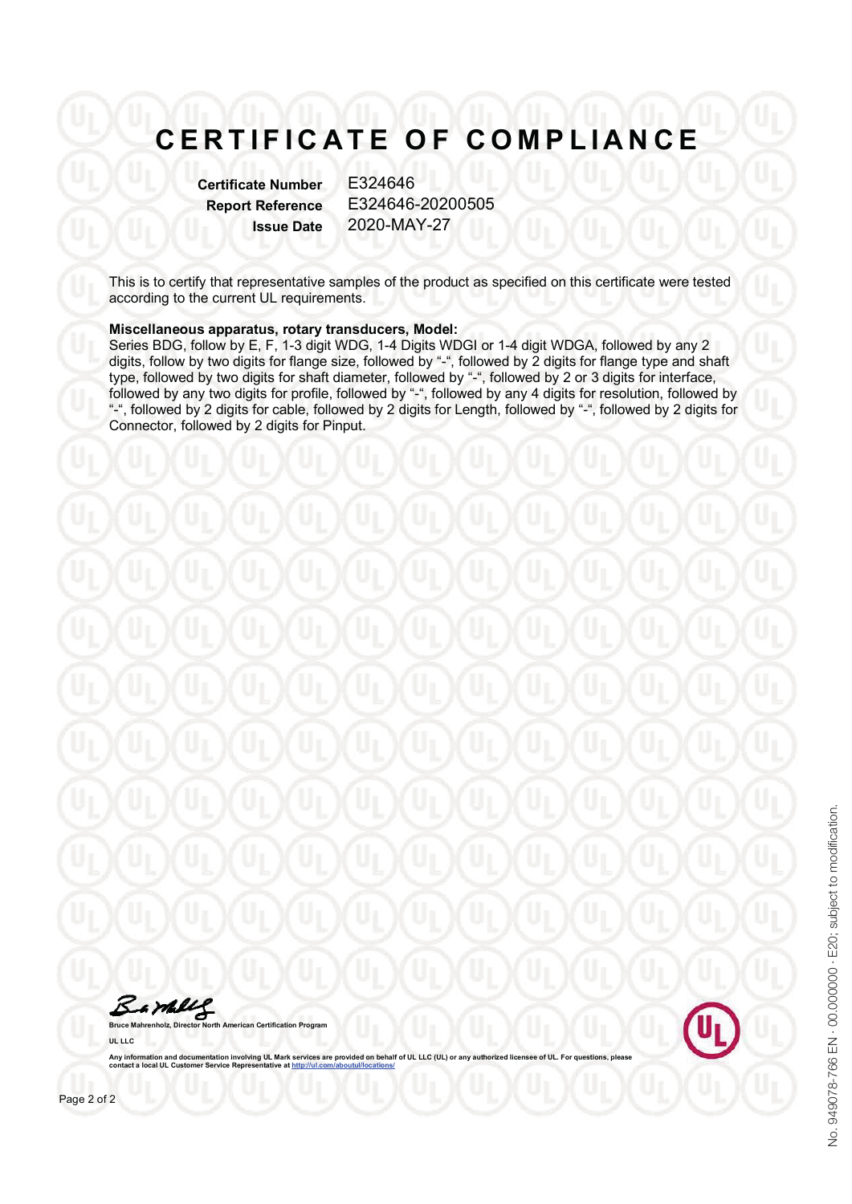# CERTIFICATE OF COMPLIANCE

**Certificate Number** E324646
**Report Reference** E324646-20200505
**Issue Date** 2020-MAY-27

This is to certify that representative samples of the product as specified on this certificate were tested according to the current UL requirements.

**Miscellaneous apparatus, rotary transducers, Model:**
Series BDG, follow by E, F, 1-3 digit WDG, 1-4 Digits WDGI or 1-4 digit WDGA, followed by any 2 digits, follow by two digits for flange size, followed by "-", followed by 2 digits for flange type and shaft type, followed by two digits for shaft diameter, followed by "-", followed by 2 or 3 digits for interface, followed by any two digits for profile, followed by "-", followed by any 4 digits for resolution, followed by "-", followed by 2 digits for cable, followed by 2 digits for Length, followed by "-", followed by 2 digits for Connector, followed by 2 digits for Pinput.

Bruce Mahrenholz, Director North American Certification Program

UL LLC

Any information and documentation involving UL Mark services are provided on behalf of UL LLC (UL) or any authorized licensee of UL. For questions, please contact a local UL Customer Service Representative at http://ul.com/aboutul/locations/

No. 949078-766 EN · 00.000000 · E20; subject to modification.